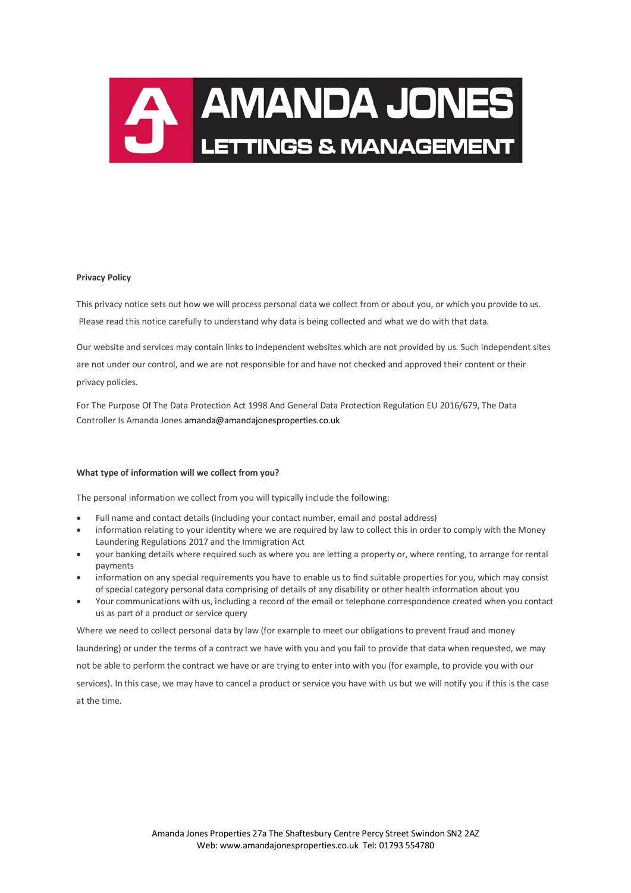# AMANDA JONES LETTINGS & MANAGEMENT

## Privacy Policy

This privacy notice sets out how we will process personal data we collect from or about you, or which you provide to us. Please read this notice carefully to understand why data is being collected and what we do with that data.

Our website and services may contain links to independent websites which are not provided by us. Such independent sites are not under our control, and we are not responsible for and have not checked and approved their content or their privacy policies.

For The Purpose Of The Data Protection Act 1998 And General Data Protection Regulation EU 2016/679, The Data Controller Is Amanda Jones amanda@amandajonesproperties.co.uk

## What type of information will we collect from you?

The personal information we collect from you will typically include the following:

- Full name and contact details (including your contact number, email and postal address)
- information relating to your identity where we are required by law to collect this in order to comply with the Money Laundering Regulations 2017 and the Immigration Act
- your banking details where required such as where you are letting a property or, where renting, to arrange for rental payments
- information on any special requirements you have to enable us to find suitable properties for you, which may consist of special category personal data comprising of details of any disability or other health information about you
- Your communications with us, including a record of the email or telephone correspondence created when you contact us as part of a product or service query

Where we need to collect personal data by law (for example to meet our obligations to prevent fraud and money laundering) or under the terms of a contract we have with you and you fail to provide that data when requested, we may not be able to perform the contract we have or are trying to enter into with you (for example, to provide you with our services). In this case, we may have to cancel a product or service you have with us but we will notify you if this is the case at the time.

Amanda Jones Properties 27a The Shaftesbury Centre Percy Street Swindon SN2 2AZ
Web: www.amandajonesproperties.co.uk Tel: 01793 554780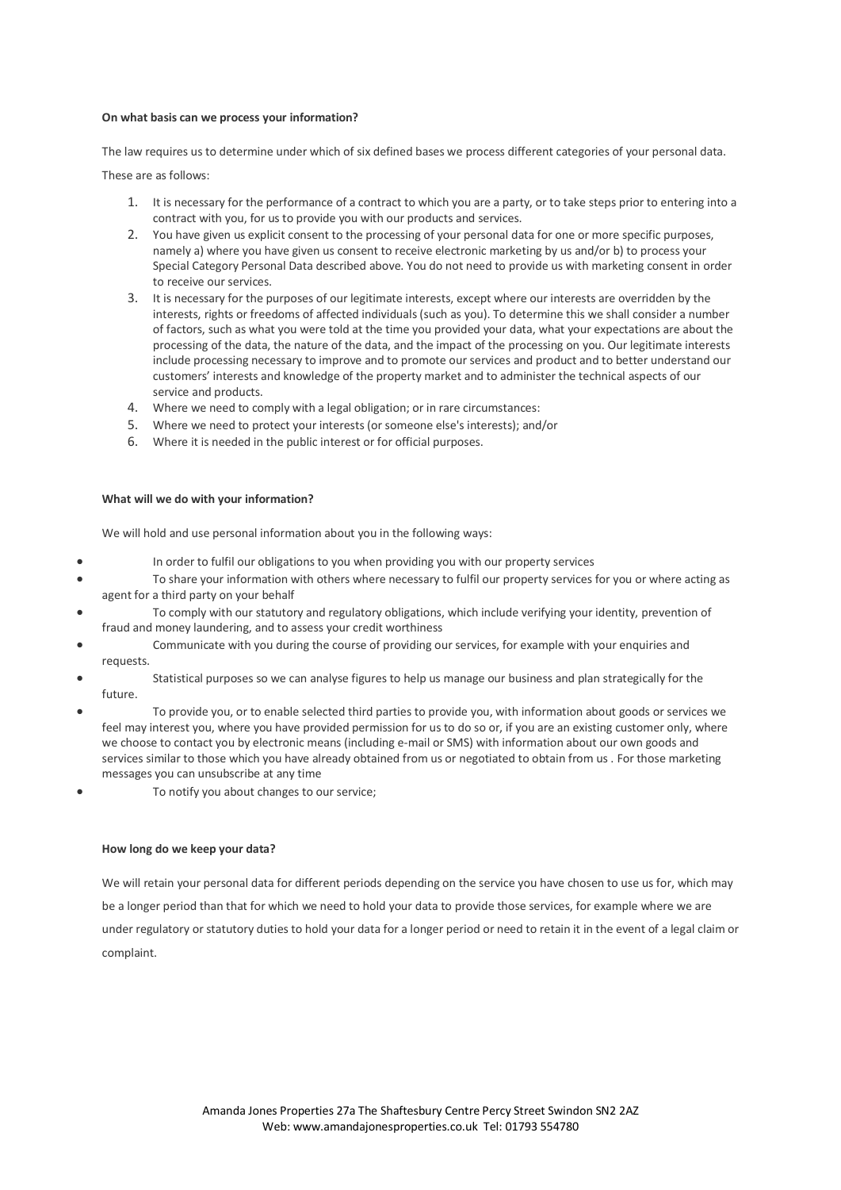**On what basis can we process your information?**

The law requires us to determine under which of six defined bases we process different categories of your personal data.

These are as follows:

1. It is necessary for the performance of a contract to which you are a party, or to take steps prior to entering into a contract with you, for us to provide you with our products and services.
2. You have given us explicit consent to the processing of your personal data for one or more specific purposes, namely a) where you have given us consent to receive electronic marketing by us and/or b) to process your Special Category Personal Data described above. You do not need to provide us with marketing consent in order to receive our services.
3. It is necessary for the purposes of our legitimate interests, except where our interests are overridden by the interests, rights or freedoms of affected individuals (such as you). To determine this we shall consider a number of factors, such as what you were told at the time you provided your data, what your expectations are about the processing of the data, the nature of the data, and the impact of the processing on you. Our legitimate interests include processing necessary to improve and to promote our services and product and to better understand our customers' interests and knowledge of the property market and to administer the technical aspects of our service and products.
4. Where we need to comply with a legal obligation; or in rare circumstances:
5. Where we need to protect your interests (or someone else's interests); and/or
6. Where it is needed in the public interest or for official purposes.

**What will we do with your information?**

We will hold and use personal information about you in the following ways:

- In order to fulfil our obligations to you when providing you with our property services
- To share your information with others where necessary to fulfil our property services for you or where acting as agent for a third party on your behalf
- To comply with our statutory and regulatory obligations, which include verifying your identity, prevention of fraud and money laundering, and to assess your credit worthiness
- Communicate with you during the course of providing our services, for example with your enquiries and requests.
- Statistical purposes so we can analyse figures to help us manage our business and plan strategically for the future.
- To provide you, or to enable selected third parties to provide you, with information about goods or services we feel may interest you, where you have provided permission for us to do so or, if you are an existing customer only, where we choose to contact you by electronic means (including e-mail or SMS) with information about our own goods and services similar to those which you have already obtained from us or negotiated to obtain from us . For those marketing messages you can unsubscribe at any time
- To notify you about changes to our service;

**How long do we keep your data?**

We will retain your personal data for different periods depending on the service you have chosen to use us for, which may be a longer period than that for which we need to hold your data to provide those services, for example where we are under regulatory or statutory duties to hold your data for a longer period or need to retain it in the event of a legal claim or complaint.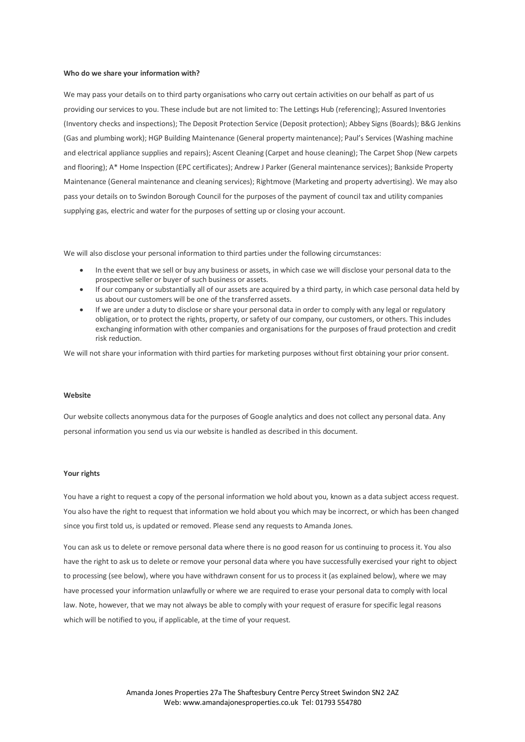**Who do we share your information with?**

We may pass your details on to third party organisations who carry out certain activities on our behalf as part of us providing our services to you. These include but are not limited to: The Lettings Hub (referencing); Assured Inventories (Inventory checks and inspections); The Deposit Protection Service (Deposit protection); Abbey Signs (Boards); B&G Jenkins (Gas and plumbing work); HGP Building Maintenance (General property maintenance); Paul's Services (Washing machine and electrical appliance supplies and repairs); Ascent Cleaning (Carpet and house cleaning); The Carpet Shop (New carpets and flooring); A* Home Inspection (EPC certificates); Andrew J Parker (General maintenance services); Bankside Property Maintenance (General maintenance and cleaning services); Rightmove (Marketing and property advertising). We may also pass your details on to Swindon Borough Council for the purposes of the payment of council tax and utility companies supplying gas, electric and water for the purposes of setting up or closing your account.

We will also disclose your personal information to third parties under the following circumstances:

- In the event that we sell or buy any business or assets, in which case we will disclose your personal data to the prospective seller or buyer of such business or assets.
- If our company or substantially all of our assets are acquired by a third party, in which case personal data held by us about our customers will be one of the transferred assets.
- If we are under a duty to disclose or share your personal data in order to comply with any legal or regulatory obligation, or to protect the rights, property, or safety of our company, our customers, or others. This includes exchanging information with other companies and organisations for the purposes of fraud protection and credit risk reduction.

We will not share your information with third parties for marketing purposes without first obtaining your prior consent.

**Website**

Our website collects anonymous data for the purposes of Google analytics and does not collect any personal data. Any personal information you send us via our website is handled as described in this document.

**Your rights**

You have a right to request a copy of the personal information we hold about you, known as a data subject access request. You also have the right to request that information we hold about you which may be incorrect, or which has been changed since you first told us, is updated or removed. Please send any requests to Amanda Jones.

You can ask us to delete or remove personal data where there is no good reason for us continuing to process it. You also have the right to ask us to delete or remove your personal data where you have successfully exercised your right to object to processing (see below), where you have withdrawn consent for us to process it (as explained below), where we may have processed your information unlawfully or where we are required to erase your personal data to comply with local law. Note, however, that we may not always be able to comply with your request of erasure for specific legal reasons which will be notified to you, if applicable, at the time of your request.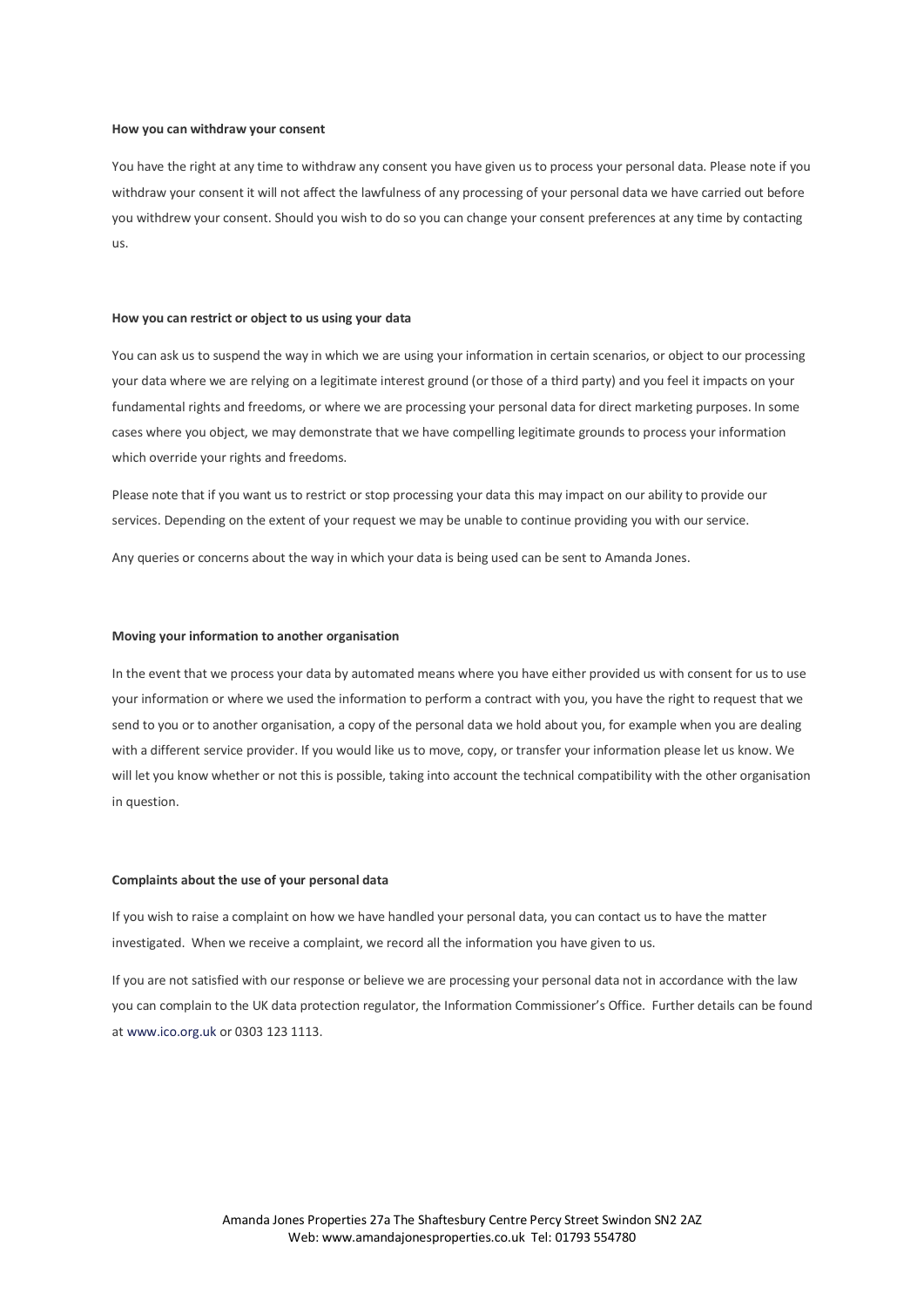**How you can withdraw your consent**

You have the right at any time to withdraw any consent you have given us to process your personal data. Please note if you withdraw your consent it will not affect the lawfulness of any processing of your personal data we have carried out before you withdrew your consent. Should you wish to do so you can change your consent preferences at any time by contacting us.

**How you can restrict or object to us using your data**

You can ask us to suspend the way in which we are using your information in certain scenarios, or object to our processing your data where we are relying on a legitimate interest ground (or those of a third party) and you feel it impacts on your fundamental rights and freedoms, or where we are processing your personal data for direct marketing purposes. In some cases where you object, we may demonstrate that we have compelling legitimate grounds to process your information which override your rights and freedoms.

Please note that if you want us to restrict or stop processing your data this may impact on our ability to provide our services. Depending on the extent of your request we may be unable to continue providing you with our service.

Any queries or concerns about the way in which your data is being used can be sent to Amanda Jones.

**Moving your information to another organisation**

In the event that we process your data by automated means where you have either provided us with consent for us to use your information or where we used the information to perform a contract with you, you have the right to request that we send to you or to another organisation, a copy of the personal data we hold about you, for example when you are dealing with a different service provider. If you would like us to move, copy, or transfer your information please let us know. We will let you know whether or not this is possible, taking into account the technical compatibility with the other organisation in question.

**Complaints about the use of your personal data**

If you wish to raise a complaint on how we have handled your personal data, you can contact us to have the matter investigated. When we receive a complaint, we record all the information you have given to us.

If you are not satisfied with our response or believe we are processing your personal data not in accordance with the law you can complain to the UK data protection regulator, the Information Commissioner's Office. Further details can be found at www.ico.org.uk or 0303 123 1113.